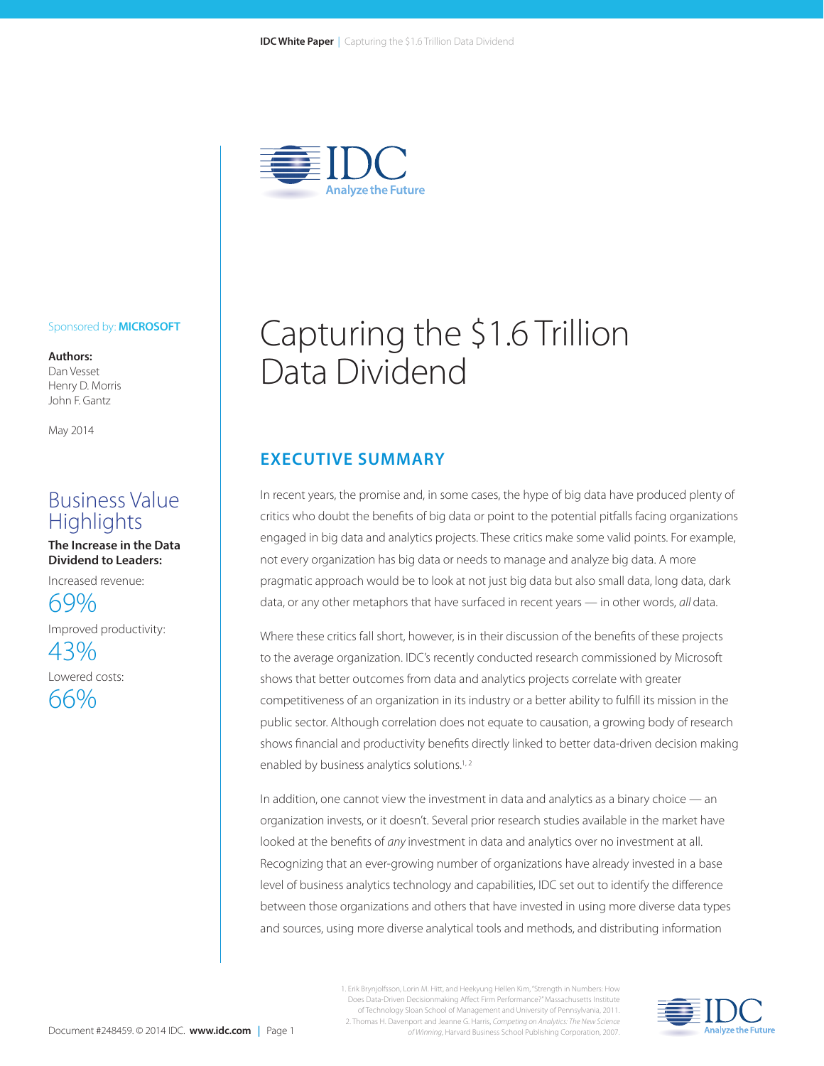# Capturing the $1.6 Trillion Data Dividend

Sponsored by: **MICROSOFT**

**Authors:**
Dan Vesset
Henry D. Morris
John F. Gantz

May 2014

## Business Value Highlights

**The Increase in the Data Dividend to Leaders:**

Increased revenue:
69%

Improved productivity:
43%

Lowered costs:
66%

## EXECUTIVE SUMMARY

In recent years, the promise and, in some cases, the hype of big data have produced plenty of critics who doubt the benefits of big data or point to the potential pitfalls facing organizations engaged in big data and analytics projects. These critics make some valid points. For example, not every organization has big data or needs to manage and analyze big data. A more pragmatic approach would be to look at not just big data but also small data, long data, dark data, or any other metaphors that have surfaced in recent years — in other words, *all* data.

Where these critics fall short, however, is in their discussion of the benefits of these projects to the average organization. IDC's recently conducted research commissioned by Microsoft shows that better outcomes from data and analytics projects correlate with greater competitiveness of an organization in its industry or a better ability to fulfill its mission in the public sector. Although correlation does not equate to causation, a growing body of research shows financial and productivity benefits directly linked to better data-driven decision making enabled by business analytics solutions.[1, 2]

In addition, one cannot view the investment in data and analytics as a binary choice — an organization invests, or it doesn't. Several prior research studies available in the market have looked at the benefits of *any* investment in data and analytics over no investment at all. Recognizing that an ever-growing number of organizations have already invested in a base level of business analytics technology and capabilities, IDC set out to identify the difference between those organizations and others that have invested in using more diverse data types and sources, using more diverse analytical tools and methods, and distributing information

1. Erik Brynjolfsson, Lorin M. Hitt, and Heekyung Hellen Kim, "Strength in Numbers: How Does Data-Driven Decisionmaking Affect Firm Performance?" Massachusetts Institute of Technology Sloan School of Management and University of Pennsylvania, 2011.
2. Thomas H. Davenport and Jeanne G. Harris, *Competing on Analytics: The New Science of Winning*, Harvard Business School Publishing Corporation, 2007.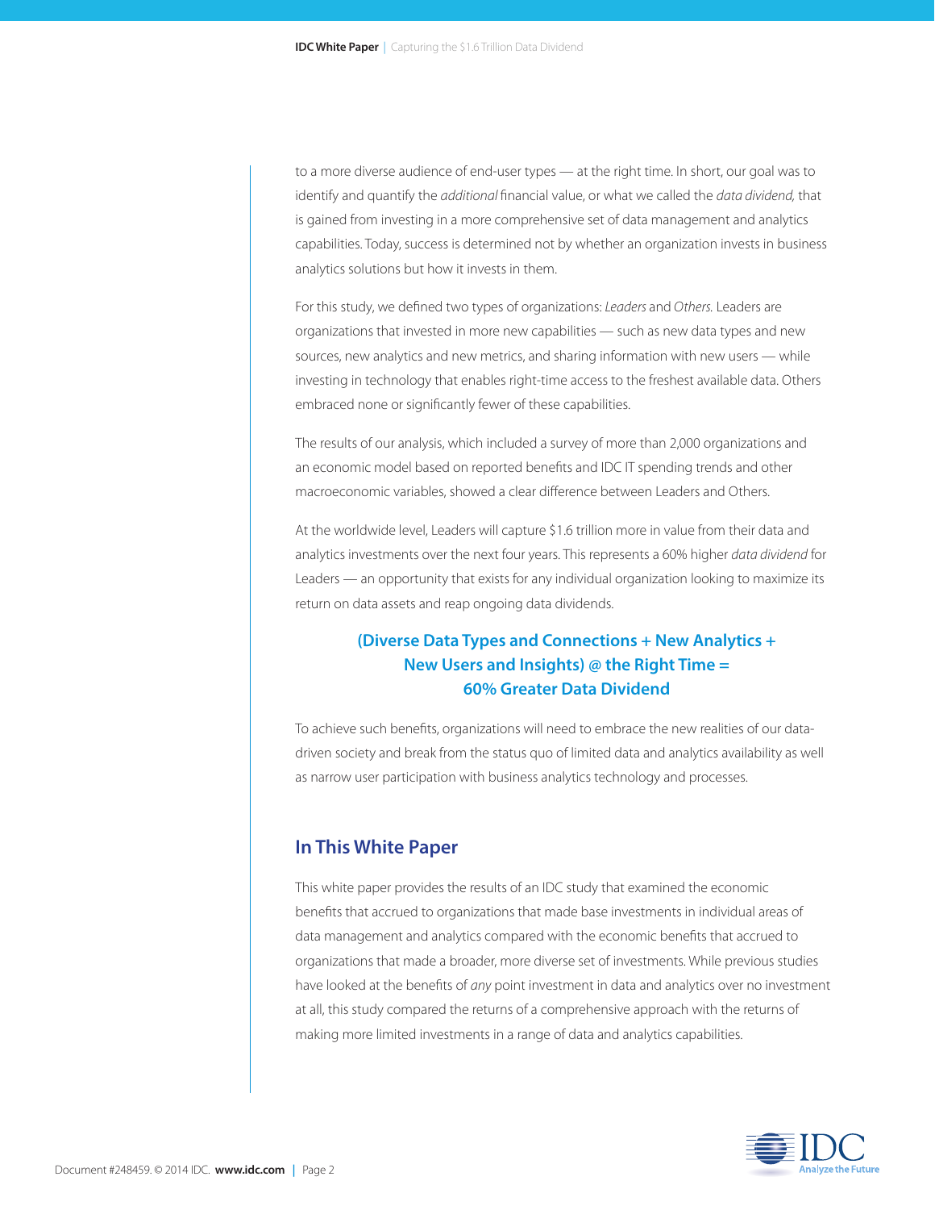to a more diverse audience of end-user types — at the right time. In short, our goal was to identify and quantify the *additional* financial value, or what we called the *data dividend,* that is gained from investing in a more comprehensive set of data management and analytics capabilities. Today, success is determined not by whether an organization invests in business analytics solutions but how it invests in them.

For this study, we defined two types of organizations: *Leaders* and *Others.* Leaders are organizations that invested in more new capabilities — such as new data types and new sources, new analytics and new metrics, and sharing information with new users — while investing in technology that enables right-time access to the freshest available data. Others embraced none or significantly fewer of these capabilities.

The results of our analysis, which included a survey of more than 2,000 organizations and an economic model based on reported benefits and IDC IT spending trends and other macroeconomic variables, showed a clear difference between Leaders and Others.

At the worldwide level, Leaders will capture $1.6 trillion more in value from their data and analytics investments over the next four years. This represents a 60% higher *data dividend* for Leaders — an opportunity that exists for any individual organization looking to maximize its return on data assets and reap ongoing data dividends.

**(Diverse Data Types and Connections + New Analytics + New Users and Insights) @ the Right Time = 60% Greater Data Dividend**

To achieve such benefits, organizations will need to embrace the new realities of our data-driven society and break from the status quo of limited data and analytics availability as well as narrow user participation with business analytics technology and processes.

## In This White Paper

This white paper provides the results of an IDC study that examined the economic benefits that accrued to organizations that made base investments in individual areas of data management and analytics compared with the economic benefits that accrued to organizations that made a broader, more diverse set of investments. While previous studies have looked at the benefits of *any* point investment in data and analytics over no investment at all, this study compared the returns of a comprehensive approach with the returns of making more limited investments in a range of data and analytics capabilities.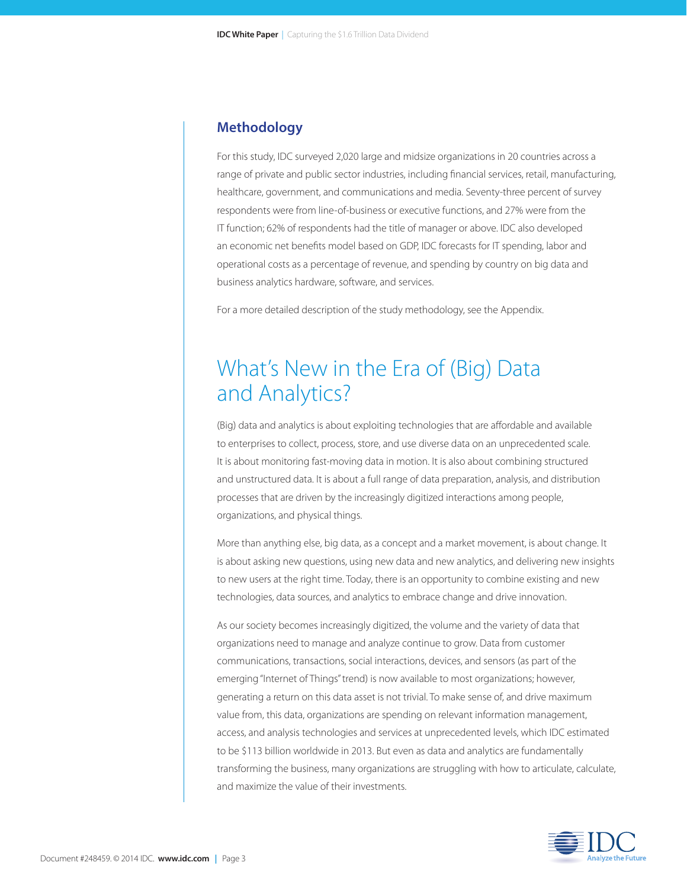## Methodology

For this study, IDC surveyed 2,020 large and midsize organizations in 20 countries across a range of private and public sector industries, including financial services, retail, manufacturing, healthcare, government, and communications and media. Seventy-three percent of survey respondents were from line-of-business or executive functions, and 27% were from the IT function; 62% of respondents had the title of manager or above. IDC also developed an economic net benefits model based on GDP, IDC forecasts for IT spending, labor and operational costs as a percentage of revenue, and spending by country on big data and business analytics hardware, software, and services.

For a more detailed description of the study methodology, see the Appendix.

# What's New in the Era of (Big) Data and Analytics?

(Big) data and analytics is about exploiting technologies that are affordable and available to enterprises to collect, process, store, and use diverse data on an unprecedented scale. It is about monitoring fast-moving data in motion. It is also about combining structured and unstructured data. It is about a full range of data preparation, analysis, and distribution processes that are driven by the increasingly digitized interactions among people, organizations, and physical things.

More than anything else, big data, as a concept and a market movement, is about change. It is about asking new questions, using new data and new analytics, and delivering new insights to new users at the right time. Today, there is an opportunity to combine existing and new technologies, data sources, and analytics to embrace change and drive innovation.

As our society becomes increasingly digitized, the volume and the variety of data that organizations need to manage and analyze continue to grow. Data from customer communications, transactions, social interactions, devices, and sensors (as part of the emerging "Internet of Things" trend) is now available to most organizations; however, generating a return on this data asset is not trivial. To make sense of, and drive maximum value from, this data, organizations are spending on relevant information management, access, and analysis technologies and services at unprecedented levels, which IDC estimated to be $113 billion worldwide in 2013. But even as data and analytics are fundamentally transforming the business, many organizations are struggling with how to articulate, calculate, and maximize the value of their investments.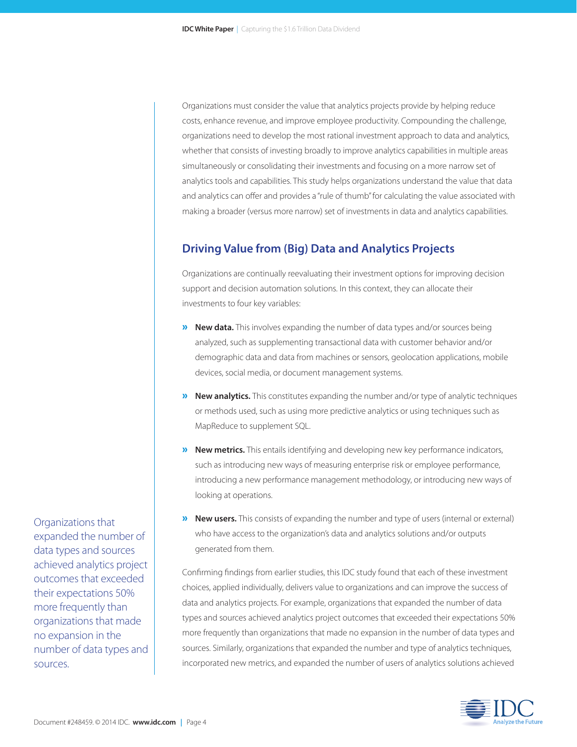Organizations must consider the value that analytics projects provide by helping reduce costs, enhance revenue, and improve employee productivity. Compounding the challenge, organizations need to develop the most rational investment approach to data and analytics, whether that consists of investing broadly to improve analytics capabilities in multiple areas simultaneously or consolidating their investments and focusing on a more narrow set of analytics tools and capabilities. This study helps organizations understand the value that data and analytics can offer and provides a "rule of thumb" for calculating the value associated with making a broader (versus more narrow) set of investments in data and analytics capabilities.

## Driving Value from (Big) Data and Analytics Projects

Organizations are continually reevaluating their investment options for improving decision support and decision automation solutions. In this context, they can allocate their investments to four key variables:

- **New data.** This involves expanding the number of data types and/or sources being analyzed, such as supplementing transactional data with customer behavior and/or demographic data and data from machines or sensors, geolocation applications, mobile devices, social media, or document management systems.
- **New analytics.** This constitutes expanding the number and/or type of analytic techniques or methods used, such as using more predictive analytics or using techniques such as MapReduce to supplement SQL.
- **New metrics.** This entails identifying and developing new key performance indicators, such as introducing new ways of measuring enterprise risk or employee performance, introducing a new performance management methodology, or introducing new ways of looking at operations.
- **New users.** This consists of expanding the number and type of users (internal or external) who have access to the organization's data and analytics solutions and/or outputs generated from them.

Confirming findings from earlier studies, this IDC study found that each of these investment choices, applied individually, delivers value to organizations and can improve the success of data and analytics projects. For example, organizations that expanded the number of data types and sources achieved analytics project outcomes that exceeded their expectations 50% more frequently than organizations that made no expansion in the number of data types and sources. Similarly, organizations that expanded the number and type of analytics techniques, incorporated new metrics, and expanded the number of users of analytics solutions achieved

> Organizations that expanded the number of data types and sources achieved analytics project outcomes that exceeded their expectations 50% more frequently than organizations that made no expansion in the number of data types and sources.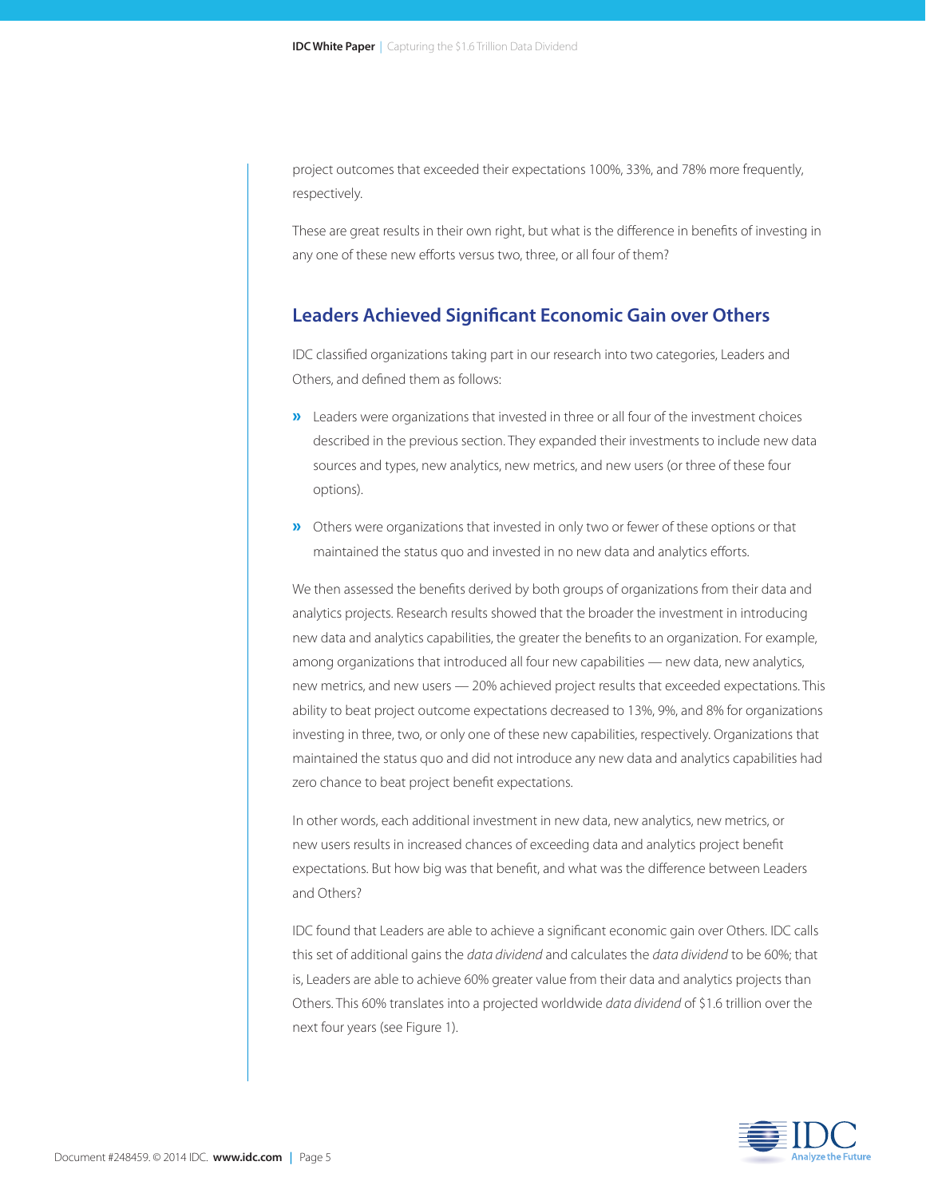project outcomes that exceeded their expectations 100%, 33%, and 78% more frequently, respectively.

These are great results in their own right, but what is the difference in benefits of investing in any one of these new efforts versus two, three, or all four of them?

## Leaders Achieved Significant Economic Gain over Others

IDC classified organizations taking part in our research into two categories, Leaders and Others, and defined them as follows:

- Leaders were organizations that invested in three or all four of the investment choices described in the previous section. They expanded their investments to include new data sources and types, new analytics, new metrics, and new users (or three of these four options).
- Others were organizations that invested in only two or fewer of these options or that maintained the status quo and invested in no new data and analytics efforts.

We then assessed the benefits derived by both groups of organizations from their data and analytics projects. Research results showed that the broader the investment in introducing new data and analytics capabilities, the greater the benefits to an organization. For example, among organizations that introduced all four new capabilities — new data, new analytics, new metrics, and new users — 20% achieved project results that exceeded expectations. This ability to beat project outcome expectations decreased to 13%, 9%, and 8% for organizations investing in three, two, or only one of these new capabilities, respectively. Organizations that maintained the status quo and did not introduce any new data and analytics capabilities had zero chance to beat project benefit expectations.

In other words, each additional investment in new data, new analytics, new metrics, or new users results in increased chances of exceeding data and analytics project benefit expectations. But how big was that benefit, and what was the difference between Leaders and Others?

IDC found that Leaders are able to achieve a significant economic gain over Others. IDC calls this set of additional gains the *data dividend* and calculates the *data dividend* to be 60%; that is, Leaders are able to achieve 60% greater value from their data and analytics projects than Others. This 60% translates into a projected worldwide *data dividend* of $1.6 trillion over the next four years (see Figure 1).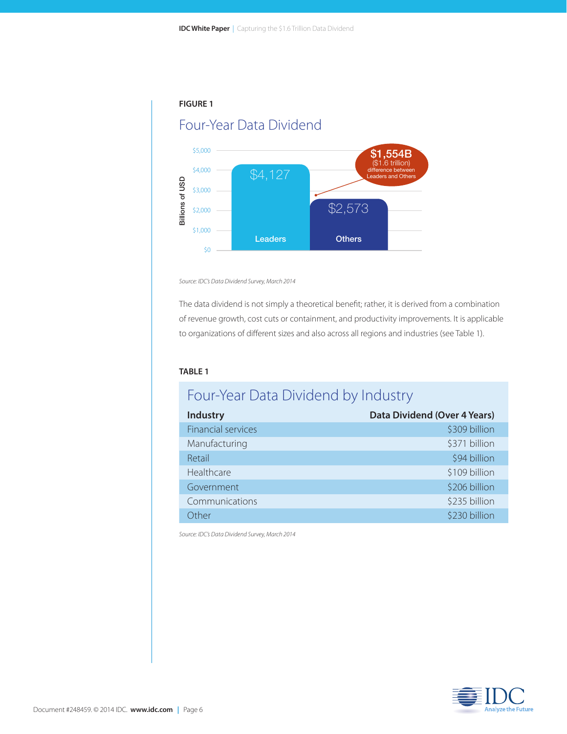**FIGURE 1**

## Four-Year Data Dividend

| | Billions of USD |
|---|---|
| Leaders | $4,127 |
| Others | $2,573 |

$1,554B ($1.6 trillion) difference between Leaders and Others

*Source: IDC's Data Dividend Survey, March 2014*

The data dividend is not simply a theoretical benefit; rather, it is derived from a combination of revenue growth, cost cuts or containment, and productivity improvements. It is applicable to organizations of different sizes and also across all regions and industries (see Table 1).

**TABLE 1**

## Four-Year Data Dividend by Industry

| Industry | Data Dividend (Over 4 Years) |
|---|---|
| Financial services | $309 billion |
| Manufacturing | $371 billion |
| Retail | $94 billion |
| Healthcare | $109 billion |
| Government | $206 billion |
| Communications | $235 billion |
| Other | $230 billion |

*Source: IDC's Data Dividend Survey, March 2014*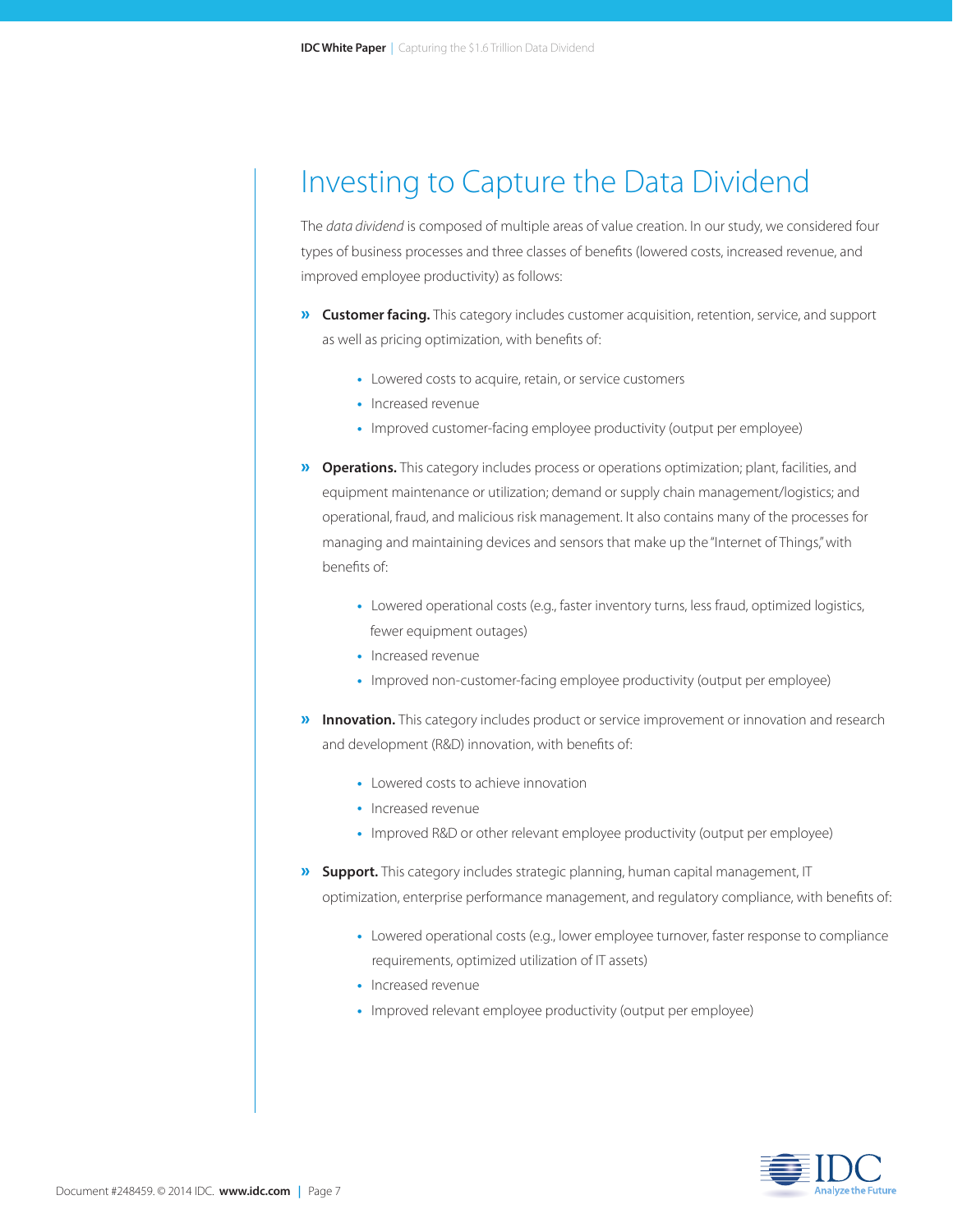# Investing to Capture the Data Dividend

The *data dividend* is composed of multiple areas of value creation. In our study, we considered four types of business processes and three classes of benefits (lowered costs, increased revenue, and improved employee productivity) as follows:

- **Customer facing.** This category includes customer acquisition, retention, service, and support as well as pricing optimization, with benefits of:
  - Lowered costs to acquire, retain, or service customers
  - Increased revenue
  - Improved customer-facing employee productivity (output per employee)
- **Operations.** This category includes process or operations optimization; plant, facilities, and equipment maintenance or utilization; demand or supply chain management/logistics; and operational, fraud, and malicious risk management. It also contains many of the processes for managing and maintaining devices and sensors that make up the "Internet of Things," with benefits of:
  - Lowered operational costs (e.g., faster inventory turns, less fraud, optimized logistics, fewer equipment outages)
  - Increased revenue
  - Improved non-customer-facing employee productivity (output per employee)
- **Innovation.** This category includes product or service improvement or innovation and research and development (R&D) innovation, with benefits of:
  - Lowered costs to achieve innovation
  - Increased revenue
  - Improved R&D or other relevant employee productivity (output per employee)
- **Support.** This category includes strategic planning, human capital management, IT optimization, enterprise performance management, and regulatory compliance, with benefits of:
  - Lowered operational costs (e.g., lower employee turnover, faster response to compliance requirements, optimized utilization of IT assets)
  - Increased revenue
  - Improved relevant employee productivity (output per employee)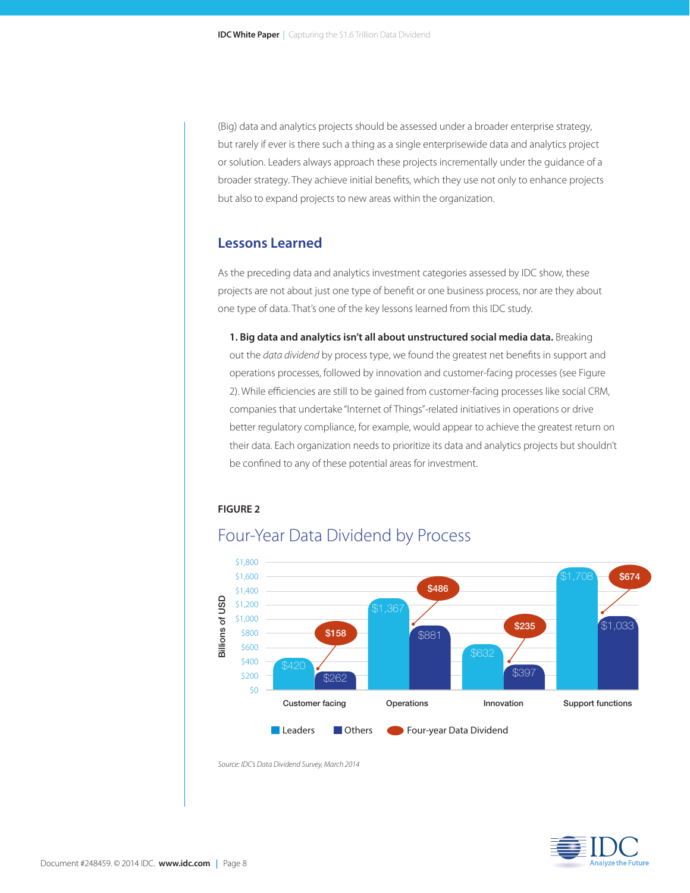(Big) data and analytics projects should be assessed under a broader enterprise strategy, but rarely if ever is there such a thing as a single enterprisewide data and analytics project or solution. Leaders always approach these projects incrementally under the guidance of a broader strategy. They achieve initial benefits, which they use not only to enhance projects but also to expand projects to new areas within the organization.

## Lessons Learned

As the preceding data and analytics investment categories assessed by IDC show, these projects are not about just one type of benefit or one business process, nor are they about one type of data. That's one of the key lessons learned from this IDC study.

1. **Big data and analytics isn't all about unstructured social media data.** Breaking out the *data dividend* by process type, we found the greatest net benefits in support and operations processes, followed by innovation and customer-facing processes (see Figure 2). While efficiencies are still to be gained from customer-facing processes like social CRM, companies that undertake "Internet of Things"-related initiatives in operations or drive better regulatory compliance, for example, would appear to achieve the greatest return on their data. Each organization needs to prioritize its data and analytics projects but shouldn't be confined to any of these potential areas for investment.

**FIGURE 2**

## Four-Year Data Dividend by Process

| Process | Leaders | Others | Four-year Data Dividend |
|---|---|---|---|
| Customer facing | $420 | $262 | $158 |
| Operations | $1,367 | $881 | $486 |
| Innovation | $632 | $397 | $235 |
| Support functions | $1,708 | $1,033 | $674 |

(Billions of USD)

*Source: IDC's Data Dividend Survey, March 2014*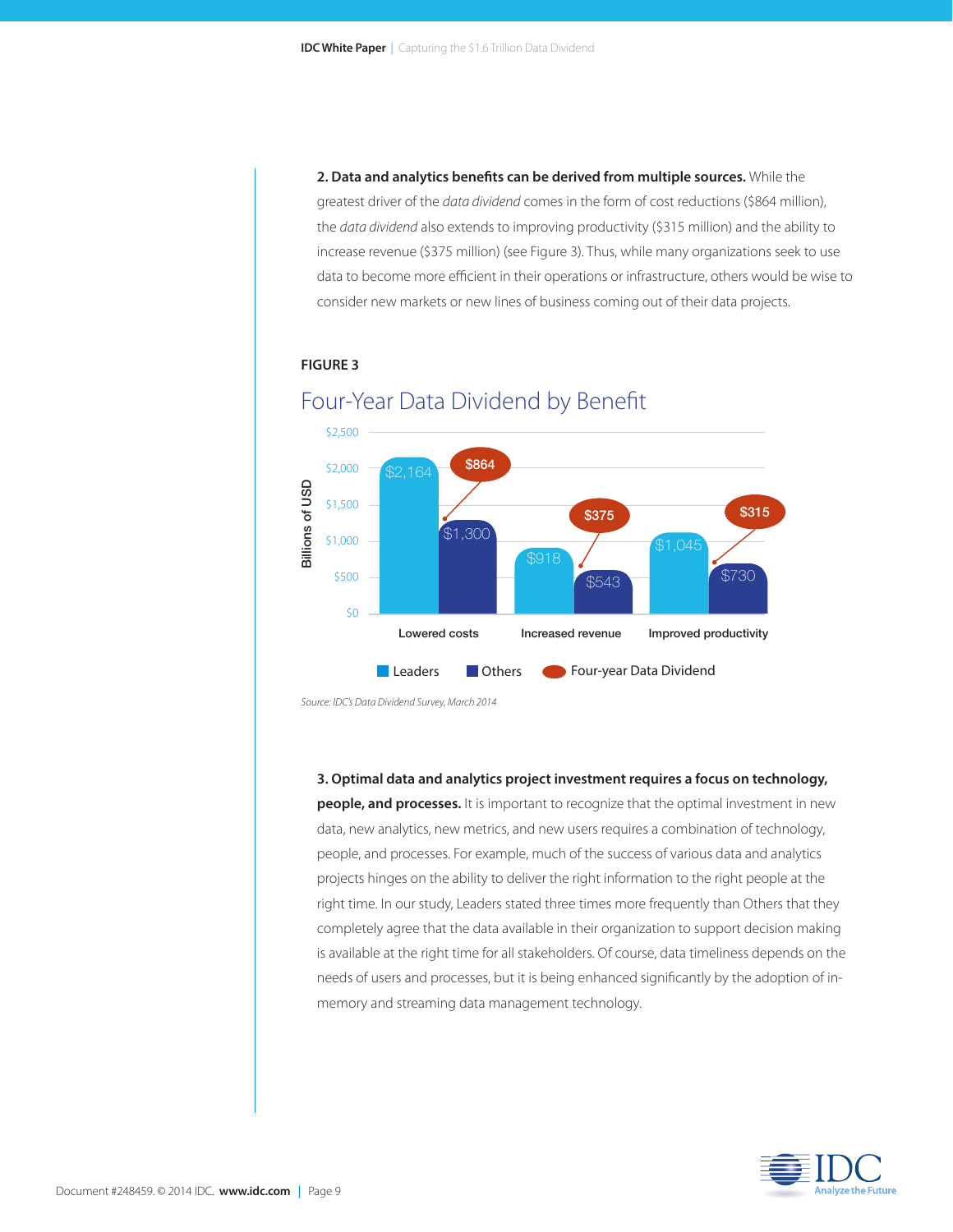**2. Data and analytics benefits can be derived from multiple sources.** While the greatest driver of the *data dividend* comes in the form of cost reductions ($864 million), the *data dividend* also extends to improving productivity ($315 million) and the ability to increase revenue ($375 million) (see Figure 3). Thus, while many organizations seek to use data to become more efficient in their operations or infrastructure, others would be wise to consider new markets or new lines of business coming out of their data projects.

**FIGURE 3**

## Four-Year Data Dividend by Benefit

Billions of USD

| Benefit | Leaders | Others | Four-year Data Dividend |
|---|---|---|---|
| Lowered costs | $2,164 | $1,300 | $864 |
| Increased revenue | $918 | $543 | $375 |
| Improved productivity | $1,045 | $730 | $315 |

*Source: IDC's Data Dividend Survey, March 2014*

**3. Optimal data and analytics project investment requires a focus on technology, people, and processes.** It is important to recognize that the optimal investment in new data, new analytics, new metrics, and new users requires a combination of technology, people, and processes. For example, much of the success of various data and analytics projects hinges on the ability to deliver the right information to the right people at the right time. In our study, Leaders stated three times more frequently than Others that they completely agree that the data available in their organization to support decision making is available at the right time for all stakeholders. Of course, data timeliness depends on the needs of users and processes, but it is being enhanced significantly by the adoption of in-memory and streaming data management technology.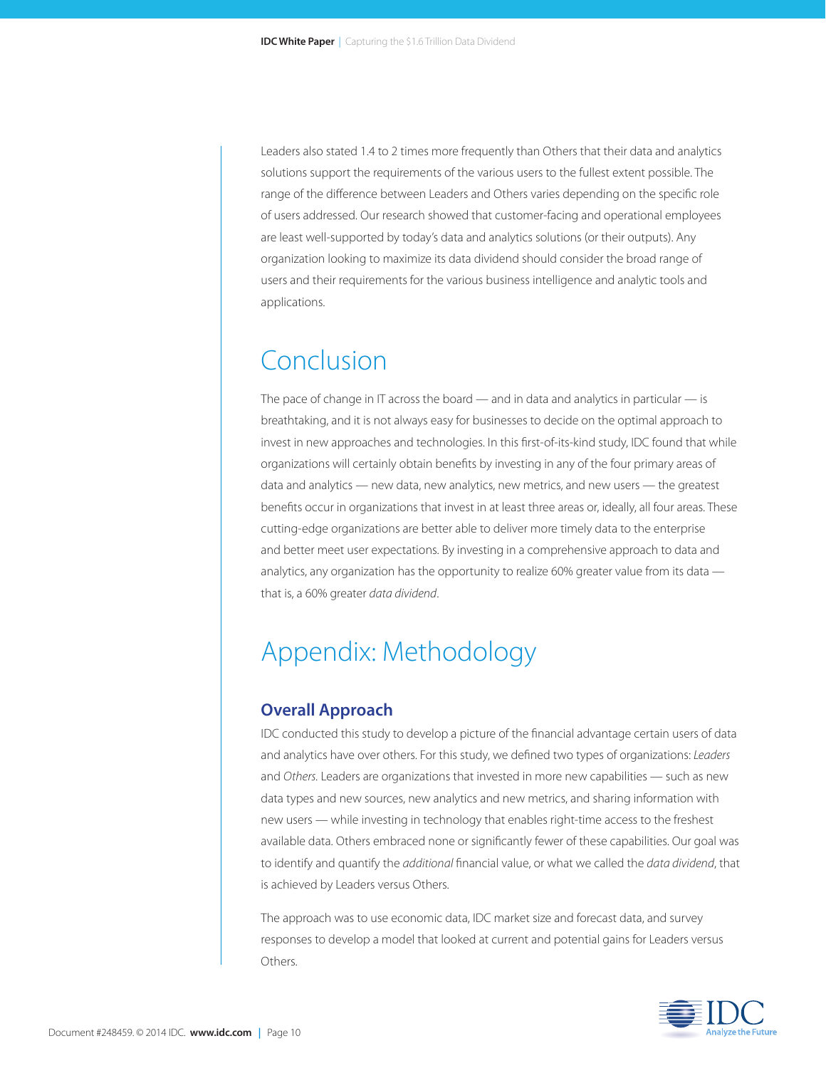Leaders also stated 1.4 to 2 times more frequently than Others that their data and analytics solutions support the requirements of the various users to the fullest extent possible. The range of the difference between Leaders and Others varies depending on the specific role of users addressed. Our research showed that customer-facing and operational employees are least well-supported by today's data and analytics solutions (or their outputs). Any organization looking to maximize its data dividend should consider the broad range of users and their requirements for the various business intelligence and analytic tools and applications.

# Conclusion

The pace of change in IT across the board — and in data and analytics in particular — is breathtaking, and it is not always easy for businesses to decide on the optimal approach to invest in new approaches and technologies. In this first-of-its-kind study, IDC found that while organizations will certainly obtain benefits by investing in any of the four primary areas of data and analytics — new data, new analytics, new metrics, and new users — the greatest benefits occur in organizations that invest in at least three areas or, ideally, all four areas. These cutting-edge organizations are better able to deliver more timely data to the enterprise and better meet user expectations. By investing in a comprehensive approach to data and analytics, any organization has the opportunity to realize 60% greater value from its data — that is, a 60% greater *data dividend*.

# Appendix: Methodology

## Overall Approach

IDC conducted this study to develop a picture of the financial advantage certain users of data and analytics have over others. For this study, we defined two types of organizations: *Leaders* and *Others*. Leaders are organizations that invested in more new capabilities — such as new data types and new sources, new analytics and new metrics, and sharing information with new users — while investing in technology that enables right-time access to the freshest available data. Others embraced none or significantly fewer of these capabilities. Our goal was to identify and quantify the *additional* financial value, or what we called the *data dividend*, that is achieved by Leaders versus Others.

The approach was to use economic data, IDC market size and forecast data, and survey responses to develop a model that looked at current and potential gains for Leaders versus Others.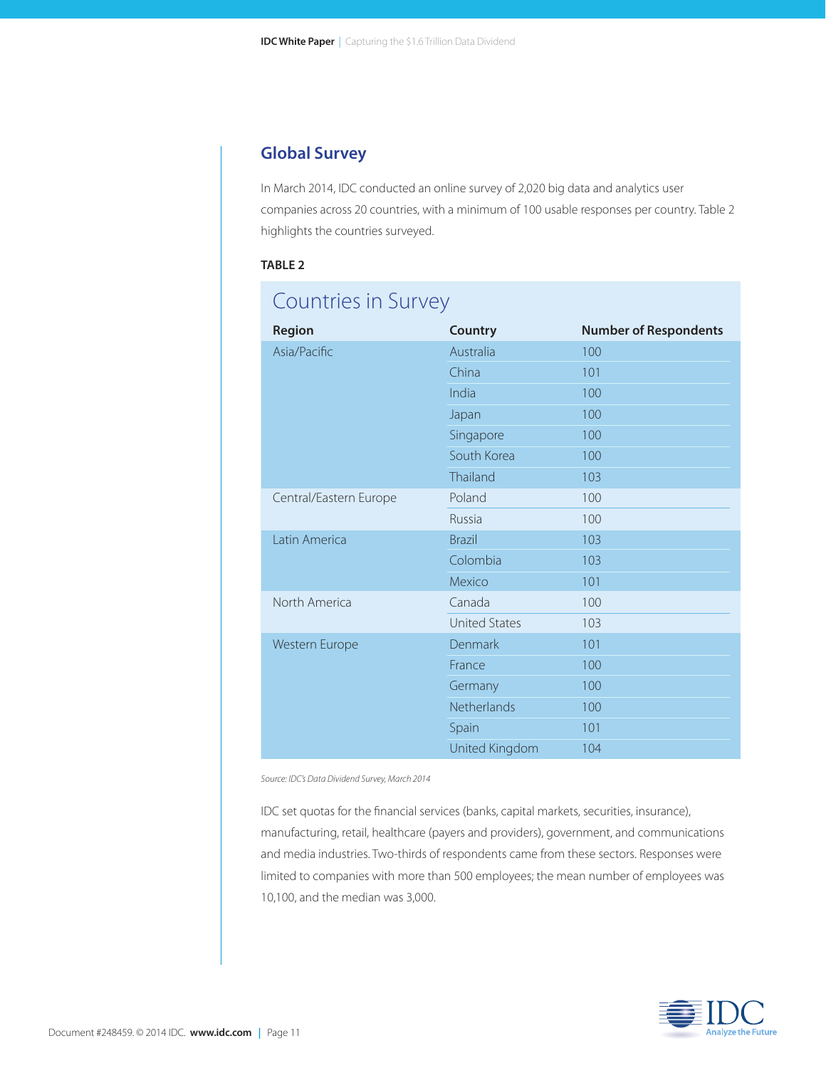## Global Survey

In March 2014, IDC conducted an online survey of 2,020 big data and analytics user companies across 20 countries, with a minimum of 100 usable responses per country. Table 2 highlights the countries surveyed.

**TABLE 2**

### Countries in Survey

| Region | Country | Number of Respondents |
|---|---|---|
| Asia/Pacific | Australia | 100 |
| | China | 101 |
| | India | 100 |
| | Japan | 100 |
| | Singapore | 100 |
| | South Korea | 100 |
| | Thailand | 103 |
| Central/Eastern Europe | Poland | 100 |
| | Russia | 100 |
| Latin America | Brazil | 103 |
| | Colombia | 103 |
| | Mexico | 101 |
| North America | Canada | 100 |
| | United States | 103 |
| Western Europe | Denmark | 101 |
| | France | 100 |
| | Germany | 100 |
| | Netherlands | 100 |
| | Spain | 101 |
| | United Kingdom | 104 |

*Source: IDC's Data Dividend Survey, March 2014*

IDC set quotas for the financial services (banks, capital markets, securities, insurance), manufacturing, retail, healthcare (payers and providers), government, and communications and media industries. Two-thirds of respondents came from these sectors. Responses were limited to companies with more than 500 employees; the mean number of employees was 10,100, and the median was 3,000.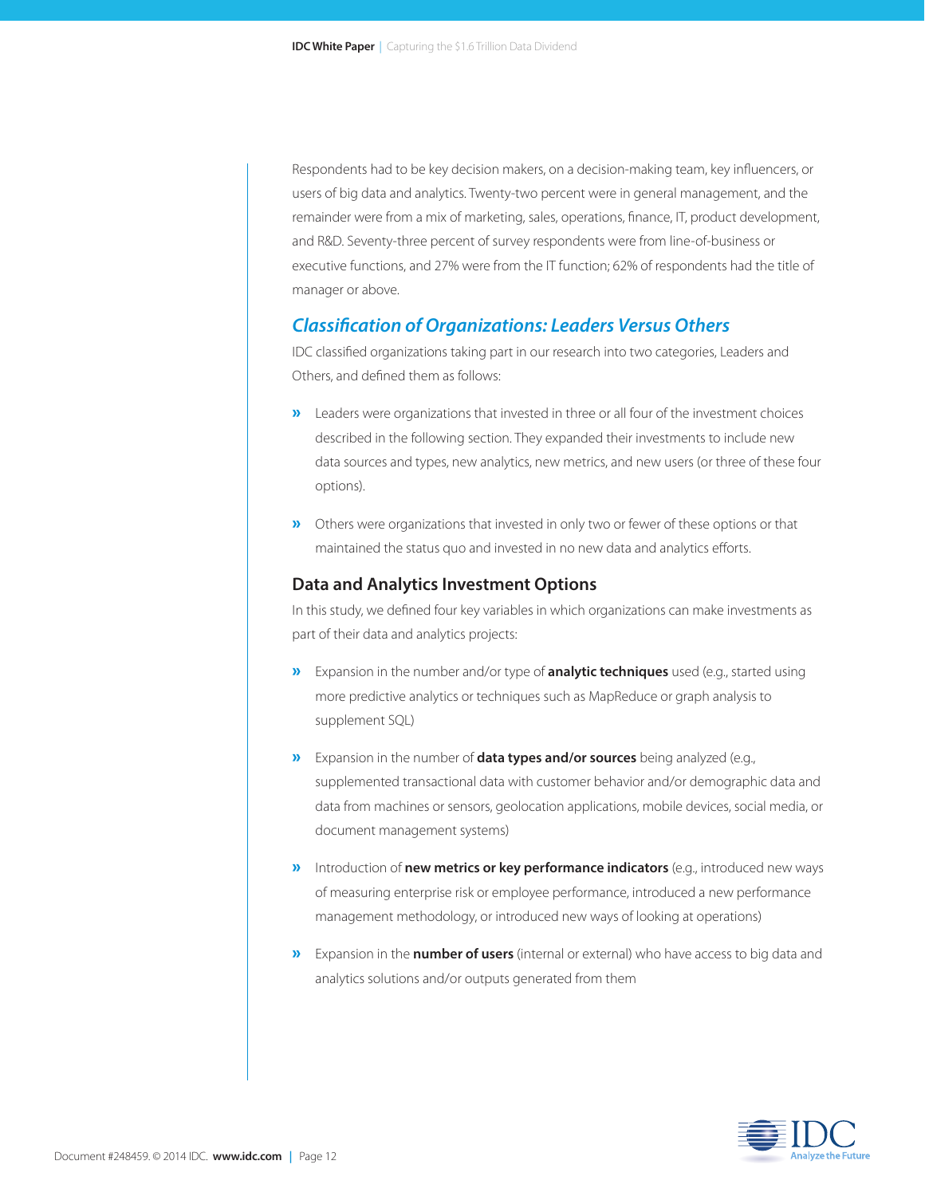Respondents had to be key decision makers, on a decision-making team, key influencers, or users of big data and analytics. Twenty-two percent were in general management, and the remainder were from a mix of marketing, sales, operations, finance, IT, product development, and R&D. Seventy-three percent of survey respondents were from line-of-business or executive functions, and 27% were from the IT function; 62% of respondents had the title of manager or above.

## *Classification of Organizations: Leaders Versus Others*

IDC classified organizations taking part in our research into two categories, Leaders and Others, and defined them as follows:

- Leaders were organizations that invested in three or all four of the investment choices described in the following section. They expanded their investments to include new data sources and types, new analytics, new metrics, and new users (or three of these four options).
- Others were organizations that invested in only two or fewer of these options or that maintained the status quo and invested in no new data and analytics efforts.

### Data and Analytics Investment Options

In this study, we defined four key variables in which organizations can make investments as part of their data and analytics projects:

- Expansion in the number and/or type of **analytic techniques** used (e.g., started using more predictive analytics or techniques such as MapReduce or graph analysis to supplement SQL)
- Expansion in the number of **data types and/or sources** being analyzed (e.g., supplemented transactional data with customer behavior and/or demographic data and data from machines or sensors, geolocation applications, mobile devices, social media, or document management systems)
- Introduction of **new metrics or key performance indicators** (e.g., introduced new ways of measuring enterprise risk or employee performance, introduced a new performance management methodology, or introduced new ways of looking at operations)
- Expansion in the **number of users** (internal or external) who have access to big data and analytics solutions and/or outputs generated from them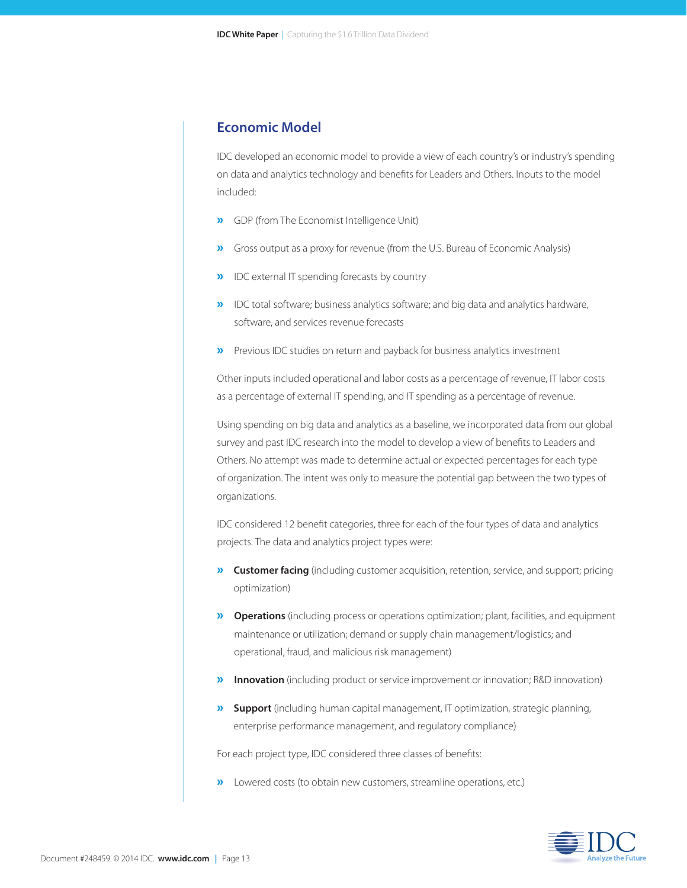## Economic Model

IDC developed an economic model to provide a view of each country's or industry's spending on data and analytics technology and benefits for Leaders and Others. Inputs to the model included:

- GDP (from The Economist Intelligence Unit)
- Gross output as a proxy for revenue (from the U.S. Bureau of Economic Analysis)
- IDC external IT spending forecasts by country
- IDC total software; business analytics software; and big data and analytics hardware, software, and services revenue forecasts
- Previous IDC studies on return and payback for business analytics investment

Other inputs included operational and labor costs as a percentage of revenue, IT labor costs as a percentage of external IT spending, and IT spending as a percentage of revenue.

Using spending on big data and analytics as a baseline, we incorporated data from our global survey and past IDC research into the model to develop a view of benefits to Leaders and Others. No attempt was made to determine actual or expected percentages for each type of organization. The intent was only to measure the potential gap between the two types of organizations.

IDC considered 12 benefit categories, three for each of the four types of data and analytics projects. The data and analytics project types were:

- **Customer facing** (including customer acquisition, retention, service, and support; pricing optimization)
- **Operations** (including process or operations optimization; plant, facilities, and equipment maintenance or utilization; demand or supply chain management/logistics; and operational, fraud, and malicious risk management)
- **Innovation** (including product or service improvement or innovation; R&D innovation)
- **Support** (including human capital management, IT optimization, strategic planning, enterprise performance management, and regulatory compliance)

For each project type, IDC considered three classes of benefits:

- Lowered costs (to obtain new customers, streamline operations, etc.)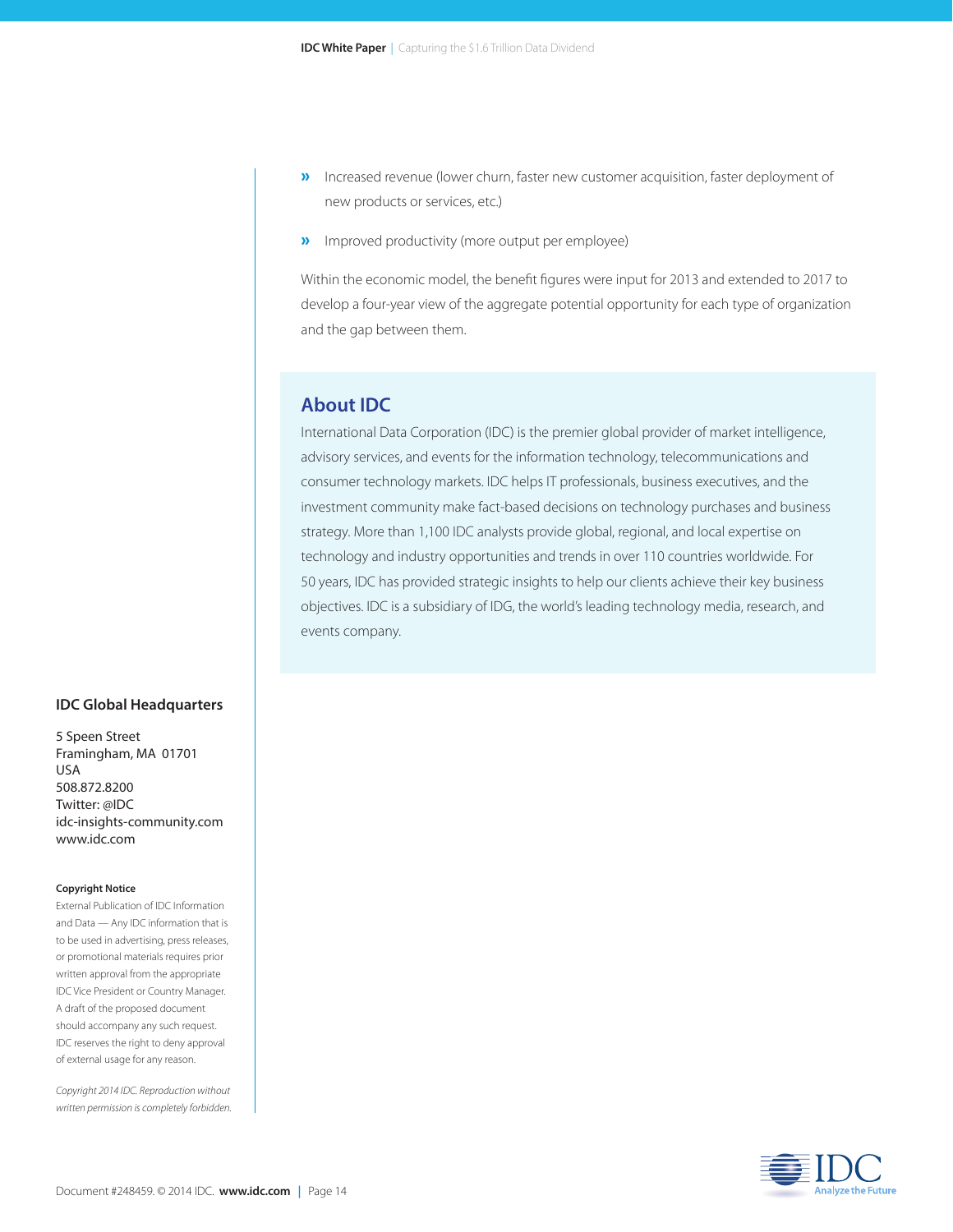- Increased revenue (lower churn, faster new customer acquisition, faster deployment of new products or services, etc.)
- Improved productivity (more output per employee)

Within the economic model, the benefit figures were input for 2013 and extended to 2017 to develop a four-year view of the aggregate potential opportunity for each type of organization and the gap between them.

## About IDC

International Data Corporation (IDC) is the premier global provider of market intelligence, advisory services, and events for the information technology, telecommunications and consumer technology markets. IDC helps IT professionals, business executives, and the investment community make fact-based decisions on technology purchases and business strategy. More than 1,100 IDC analysts provide global, regional, and local expertise on technology and industry opportunities and trends in over 110 countries worldwide. For 50 years, IDC has provided strategic insights to help our clients achieve their key business objectives. IDC is a subsidiary of IDG, the world's leading technology media, research, and events company.

### IDC Global Headquarters

5 Speen Street
Framingham, MA 01701
USA
508.872.8200
Twitter: @IDC
idc-insights-community.com
www.idc.com

**Copyright Notice**

External Publication of IDC Information and Data — Any IDC information that is to be used in advertising, press releases, or promotional materials requires prior written approval from the appropriate IDC Vice President or Country Manager. A draft of the proposed document should accompany any such request. IDC reserves the right to deny approval of external usage for any reason.

*Copyright 2014 IDC. Reproduction without written permission is completely forbidden.*